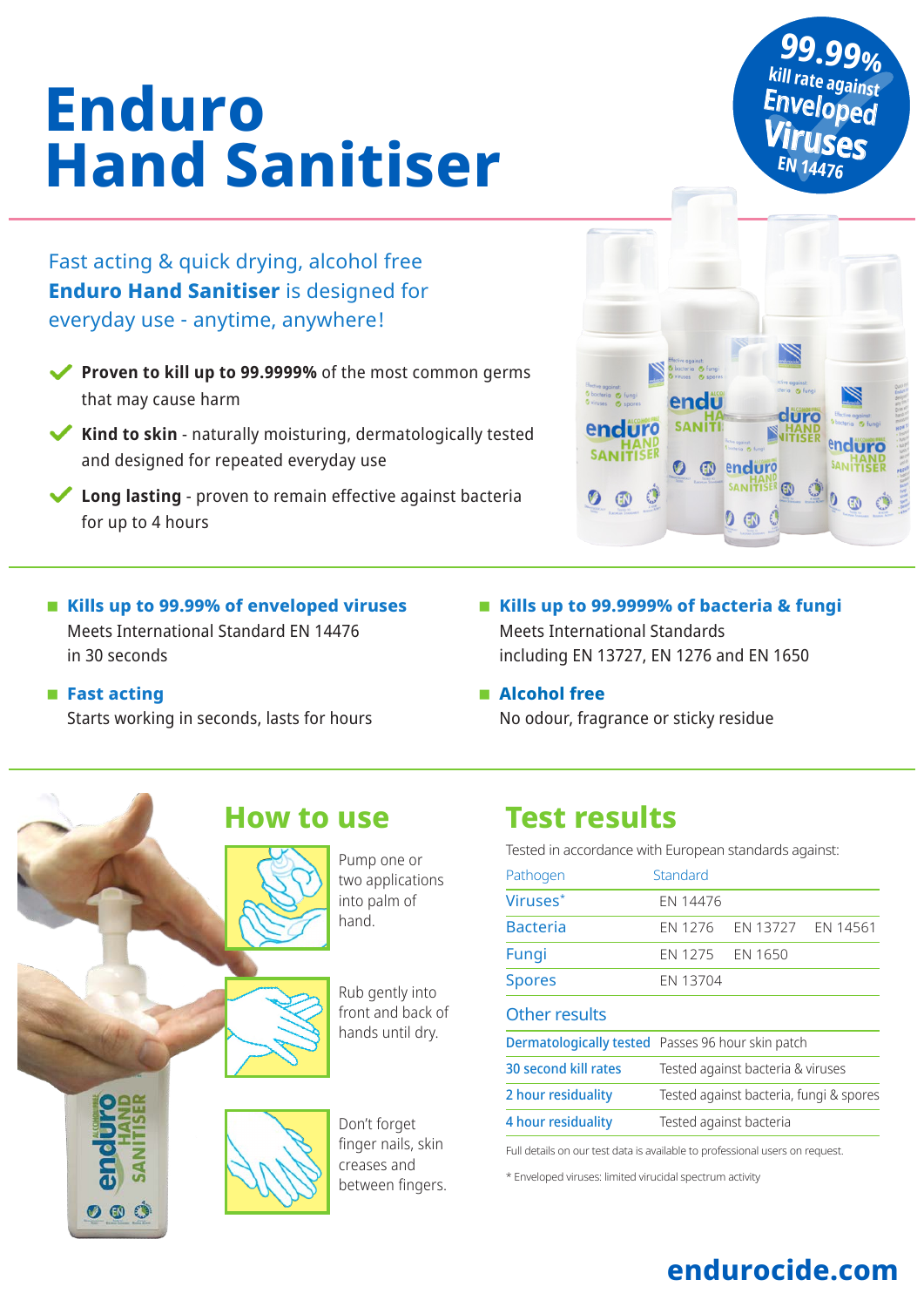# Enduro Hand Sanitiser

**99.99%** kill rate against **Enveloped Viruses** EN 14476

Fast acting & quick drying, alcohol free **Enduro Hand Sanitiser** is designed for everyday use - anytime, anywhere!

- **Proven to kill up to 99.9999%** of the most common germs that may cause harm
- **Kind to skin** - naturally moisturing, dermatologically tested and designed for repeated everyday use
- **Long lasting** - proven to remain effective against bacteria for up to 4 hours

- **Kills up to 99.99% of enveloped viruses**
  Meets International Standard EN 14476 in 30 seconds
- **Fast acting**
  Starts working in seconds, lasts for hours
- **Kills up to 99.9999% of bacteria & fungi**
  Meets International Standards including EN 13727, EN 1276 and EN 1650
- **Alcohol free**
  No odour, fragrance or sticky residue

## How to use

1. Pump one or two applications into palm of hand.
2. Rub gently into front and back of hands until dry.
3. Don't forget finger nails, skin creases and between fingers.

## Test results

Tested in accordance with European standards against:

| Pathogen | Standard | | |
|---|---|---|---|
| Viruses* | EN 14476 | | |
| Bacteria | EN 1276 | EN 13727 | EN 14561 |
| Fungi | EN 1275 | EN 1650 | |
| Spores | EN 13704 | | |

### Other results

| | |
|---|---|
| Dermatologically tested | Passes 96 hour skin patch |
| 30 second kill rates | Tested against bacteria & viruses |
| 2 hour residuality | Tested against bacteria, fungi & spores |
| 4 hour residuality | Tested against bacteria |

Full details on our test data is available to professional users on request.

\* Enveloped viruses: limited virucidal spectrum activity

**endurocide.com**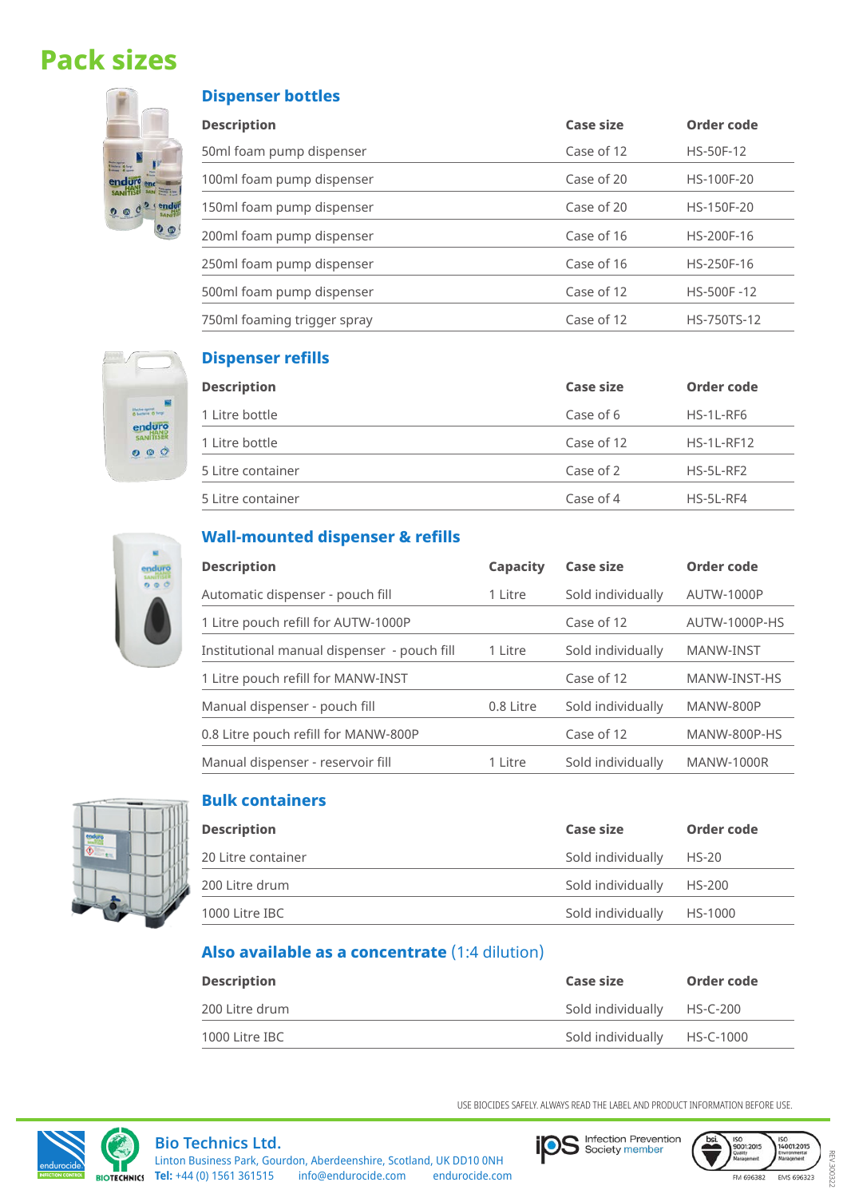# Pack sizes

## Dispenser bottles

| Description | Case size | Order code |
|---|---|---|
| 50ml foam pump dispenser | Case of 12 | HS-50F-12 |
| 100ml foam pump dispenser | Case of 20 | HS-100F-20 |
| 150ml foam pump dispenser | Case of 20 | HS-150F-20 |
| 200ml foam pump dispenser | Case of 16 | HS-200F-16 |
| 250ml foam pump dispenser | Case of 16 | HS-250F-16 |
| 500ml foam pump dispenser | Case of 12 | HS-500F -12 |
| 750ml foaming trigger spray | Case of 12 | HS-750TS-12 |

## Dispenser refills

| Description | Case size | Order code |
|---|---|---|
| 1 Litre bottle | Case of 6 | HS-1L-RF6 |
| 1 Litre bottle | Case of 12 | HS-1L-RF12 |
| 5 Litre container | Case of 2 | HS-5L-RF2 |
| 5 Litre container | Case of 4 | HS-5L-RF4 |

## Wall-mounted dispenser & refills

| Description | Capacity | Case size | Order code |
|---|---|---|---|
| Automatic dispenser - pouch fill | 1 Litre | Sold individually | AUTW-1000P |
| 1 Litre pouch refill for AUTW-1000P | | Case of 12 | AUTW-1000P-HS |
| Institutional manual dispenser - pouch fill | 1 Litre | Sold individually | MANW-INST |
| 1 Litre pouch refill for MANW-INST | | Case of 12 | MANW-INST-HS |
| Manual dispenser - pouch fill | 0.8 Litre | Sold individually | MANW-800P |
| 0.8 Litre pouch refill for MANW-800P | | Case of 12 | MANW-800P-HS |
| Manual dispenser - reservoir fill | 1 Litre | Sold individually | MANW-1000R |

## Bulk containers

| Description | Case size | Order code |
|---|---|---|
| 20 Litre container | Sold individually | HS-20 |
| 200 Litre drum | Sold individually | HS-200 |
| 1000 Litre IBC | Sold individually | HS-1000 |

## Also available as a concentrate (1:4 dilution)

| Description | Case size | Order code |
|---|---|---|
| 200 Litre drum | Sold individually | HS-C-200 |
| 1000 Litre IBC | Sold individually | HS-C-1000 |

USE BIOCIDES SAFELY. ALWAYS READ THE LABEL AND PRODUCT INFORMATION BEFORE USE.

**Bio Technics Ltd.**
Linton Business Park, Gourdon, Aberdeenshire, Scotland, UK DD10 0NH
**Tel:** +44 (0) 1561 361515 info@endurocide.com endurocide.com

Infection Prevention Society member

ISO 9001:2015 Quality Management FM 696382
ISO 14001:2015 Environmental Management EMS 696323

REV 300322